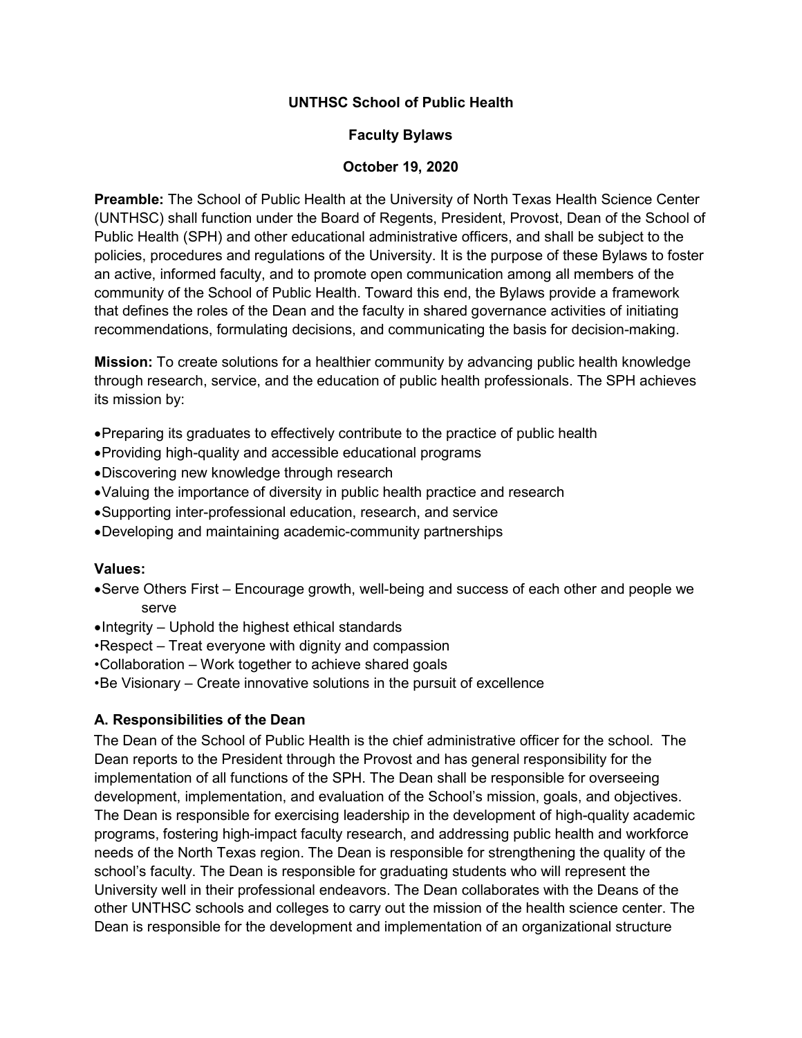# UNTHSC School of Public Health

## Faculty Bylaws

### October 19, 2020

**Preamble:** The School of Public Health at the University of North Texas Health Science Center (UNTHSC) shall function under the Board of Regents, President, Provost, Dean of the School of Public Health (SPH) and other educational administrative officers, and shall be subject to the policies, procedures and regulations of the University. It is the purpose of these Bylaws to foster an active, informed faculty, and to promote open communication among all members of the community of the School of Public Health. Toward this end, the Bylaws provide a framework that defines the roles of the Dean and the faculty in shared governance activities of initiating recommendations, formulating decisions, and communicating the basis for decision-making.

**Mission:** To create solutions for a healthier community by advancing public health knowledge through research, service, and the education of public health professionals. The SPH achieves its mission by:

- Preparing its graduates to effectively contribute to the practice of public health
- Providing high-quality and accessible educational programs
- Discovering new knowledge through research
- Valuing the importance of diversity in public health practice and research
- Supporting inter-professional education, research, and service
- Developing and maintaining academic-community partnerships

**Values:**

- Serve Others First – Encourage growth, well-being and success of each other and people we serve
- Integrity – Uphold the highest ethical standards
- Respect – Treat everyone with dignity and compassion
- Collaboration – Work together to achieve shared goals
- Be Visionary – Create innovative solutions in the pursuit of excellence

### A. Responsibilities of the Dean

The Dean of the School of Public Health is the chief administrative officer for the school. The Dean reports to the President through the Provost and has general responsibility for the implementation of all functions of the SPH. The Dean shall be responsible for overseeing development, implementation, and evaluation of the School's mission, goals, and objectives. The Dean is responsible for exercising leadership in the development of high-quality academic programs, fostering high-impact faculty research, and addressing public health and workforce needs of the North Texas region. The Dean is responsible for strengthening the quality of the school's faculty. The Dean is responsible for graduating students who will represent the University well in their professional endeavors. The Dean collaborates with the Deans of the other UNTHSC schools and colleges to carry out the mission of the health science center. The Dean is responsible for the development and implementation of an organizational structure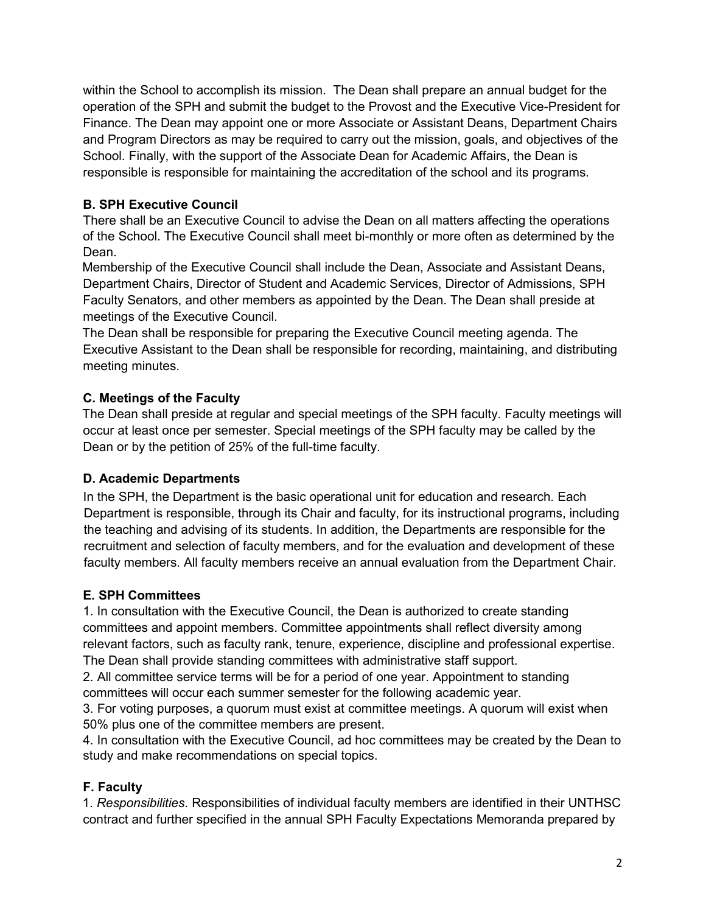within the School to accomplish its mission. The Dean shall prepare an annual budget for the operation of the SPH and submit the budget to the Provost and the Executive Vice-President for Finance. The Dean may appoint one or more Associate or Assistant Deans, Department Chairs and Program Directors as may be required to carry out the mission, goals, and objectives of the School. Finally, with the support of the Associate Dean for Academic Affairs, the Dean is responsible is responsible for maintaining the accreditation of the school and its programs.

**B. SPH Executive Council**

There shall be an Executive Council to advise the Dean on all matters affecting the operations of the School. The Executive Council shall meet bi-monthly or more often as determined by the Dean.

Membership of the Executive Council shall include the Dean, Associate and Assistant Deans, Department Chairs, Director of Student and Academic Services, Director of Admissions, SPH Faculty Senators, and other members as appointed by the Dean. The Dean shall preside at meetings of the Executive Council.

The Dean shall be responsible for preparing the Executive Council meeting agenda. The Executive Assistant to the Dean shall be responsible for recording, maintaining, and distributing meeting minutes.

**C. Meetings of the Faculty**

The Dean shall preside at regular and special meetings of the SPH faculty. Faculty meetings will occur at least once per semester. Special meetings of the SPH faculty may be called by the Dean or by the petition of 25% of the full-time faculty.

**D. Academic Departments**

In the SPH, the Department is the basic operational unit for education and research. Each Department is responsible, through its Chair and faculty, for its instructional programs, including the teaching and advising of its students. In addition, the Departments are responsible for the recruitment and selection of faculty members, and for the evaluation and development of these faculty members. All faculty members receive an annual evaluation from the Department Chair.

**E. SPH Committees**

1. In consultation with the Executive Council, the Dean is authorized to create standing committees and appoint members. Committee appointments shall reflect diversity among relevant factors, such as faculty rank, tenure, experience, discipline and professional expertise. The Dean shall provide standing committees with administrative staff support.
2. All committee service terms will be for a period of one year. Appointment to standing committees will occur each summer semester for the following academic year.
3. For voting purposes, a quorum must exist at committee meetings. A quorum will exist when 50% plus one of the committee members are present.
4. In consultation with the Executive Council, ad hoc committees may be created by the Dean to study and make recommendations on special topics.

**F. Faculty**

1. *Responsibilities*. Responsibilities of individual faculty members are identified in their UNTHSC contract and further specified in the annual SPH Faculty Expectations Memoranda prepared by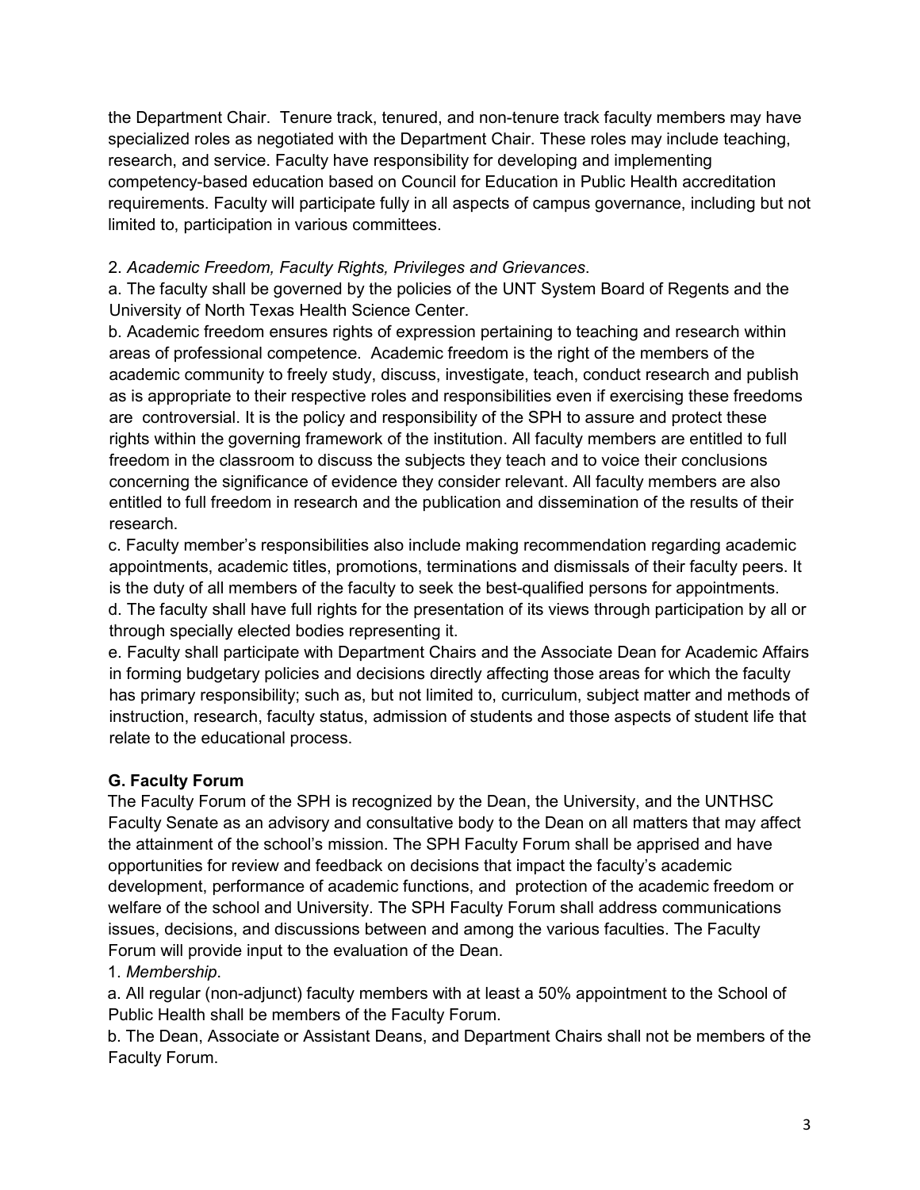the Department Chair. Tenure track, tenured, and non-tenure track faculty members may have specialized roles as negotiated with the Department Chair. These roles may include teaching, research, and service. Faculty have responsibility for developing and implementing competency-based education based on Council for Education in Public Health accreditation requirements. Faculty will participate fully in all aspects of campus governance, including but not limited to, participation in various committees.

2. *Academic Freedom, Faculty Rights, Privileges and Grievances*.

a. The faculty shall be governed by the policies of the UNT System Board of Regents and the University of North Texas Health Science Center.

b. Academic freedom ensures rights of expression pertaining to teaching and research within areas of professional competence. Academic freedom is the right of the members of the academic community to freely study, discuss, investigate, teach, conduct research and publish as is appropriate to their respective roles and responsibilities even if exercising these freedoms are controversial. It is the policy and responsibility of the SPH to assure and protect these rights within the governing framework of the institution. All faculty members are entitled to full freedom in the classroom to discuss the subjects they teach and to voice their conclusions concerning the significance of evidence they consider relevant. All faculty members are also entitled to full freedom in research and the publication and dissemination of the results of their research.

c. Faculty member's responsibilities also include making recommendation regarding academic appointments, academic titles, promotions, terminations and dismissals of their faculty peers. It is the duty of all members of the faculty to seek the best-qualified persons for appointments.

d. The faculty shall have full rights for the presentation of its views through participation by all or through specially elected bodies representing it.

e. Faculty shall participate with Department Chairs and the Associate Dean for Academic Affairs in forming budgetary policies and decisions directly affecting those areas for which the faculty has primary responsibility; such as, but not limited to, curriculum, subject matter and methods of instruction, research, faculty status, admission of students and those aspects of student life that relate to the educational process.

### G. Faculty Forum

The Faculty Forum of the SPH is recognized by the Dean, the University, and the UNTHSC Faculty Senate as an advisory and consultative body to the Dean on all matters that may affect the attainment of the school's mission. The SPH Faculty Forum shall be apprised and have opportunities for review and feedback on decisions that impact the faculty's academic development, performance of academic functions, and protection of the academic freedom or welfare of the school and University. The SPH Faculty Forum shall address communications issues, decisions, and discussions between and among the various faculties. The Faculty Forum will provide input to the evaluation of the Dean.

1. *Membership*.

a. All regular (non-adjunct) faculty members with at least a 50% appointment to the School of Public Health shall be members of the Faculty Forum.

b. The Dean, Associate or Assistant Deans, and Department Chairs shall not be members of the Faculty Forum.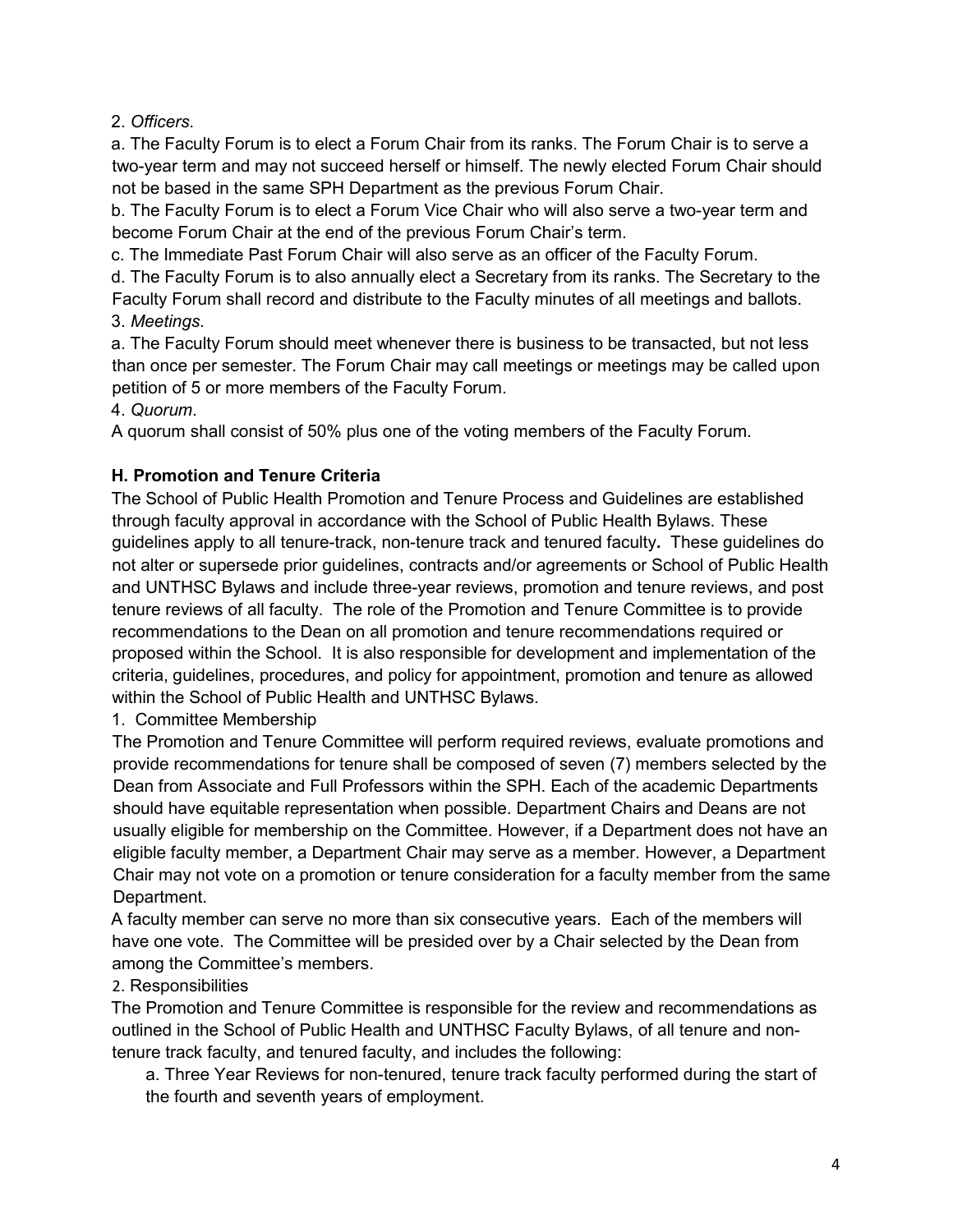2. *Officers*.

a. The Faculty Forum is to elect a Forum Chair from its ranks. The Forum Chair is to serve a two-year term and may not succeed herself or himself. The newly elected Forum Chair should not be based in the same SPH Department as the previous Forum Chair.

b. The Faculty Forum is to elect a Forum Vice Chair who will also serve a two-year term and become Forum Chair at the end of the previous Forum Chair's term.

c. The Immediate Past Forum Chair will also serve as an officer of the Faculty Forum.

d. The Faculty Forum is to also annually elect a Secretary from its ranks. The Secretary to the Faculty Forum shall record and distribute to the Faculty minutes of all meetings and ballots.

3. *Meetings*.

a. The Faculty Forum should meet whenever there is business to be transacted, but not less than once per semester. The Forum Chair may call meetings or meetings may be called upon petition of 5 or more members of the Faculty Forum.

4. *Quorum*.

A quorum shall consist of 50% plus one of the voting members of the Faculty Forum.

### H. Promotion and Tenure Criteria

The School of Public Health Promotion and Tenure Process and Guidelines are established through faculty approval in accordance with the School of Public Health Bylaws. These guidelines apply to all tenure-track, non-tenure track and tenured faculty**.** These guidelines do not alter or supersede prior guidelines, contracts and/or agreements or School of Public Health and UNTHSC Bylaws and include three-year reviews, promotion and tenure reviews, and post tenure reviews of all faculty. The role of the Promotion and Tenure Committee is to provide recommendations to the Dean on all promotion and tenure recommendations required or proposed within the School. It is also responsible for development and implementation of the criteria, guidelines, procedures, and policy for appointment, promotion and tenure as allowed within the School of Public Health and UNTHSC Bylaws.

1. Committee Membership

The Promotion and Tenure Committee will perform required reviews, evaluate promotions and provide recommendations for tenure shall be composed of seven (7) members selected by the Dean from Associate and Full Professors within the SPH. Each of the academic Departments should have equitable representation when possible. Department Chairs and Deans are not usually eligible for membership on the Committee. However, if a Department does not have an eligible faculty member, a Department Chair may serve as a member. However, a Department Chair may not vote on a promotion or tenure consideration for a faculty member from the same Department.

A faculty member can serve no more than six consecutive years. Each of the members will have one vote. The Committee will be presided over by a Chair selected by the Dean from among the Committee's members.

2. Responsibilities

The Promotion and Tenure Committee is responsible for the review and recommendations as outlined in the School of Public Health and UNTHSC Faculty Bylaws, of all tenure and non-tenure track faculty, and tenured faculty, and includes the following:

a. Three Year Reviews for non-tenured, tenure track faculty performed during the start of the fourth and seventh years of employment.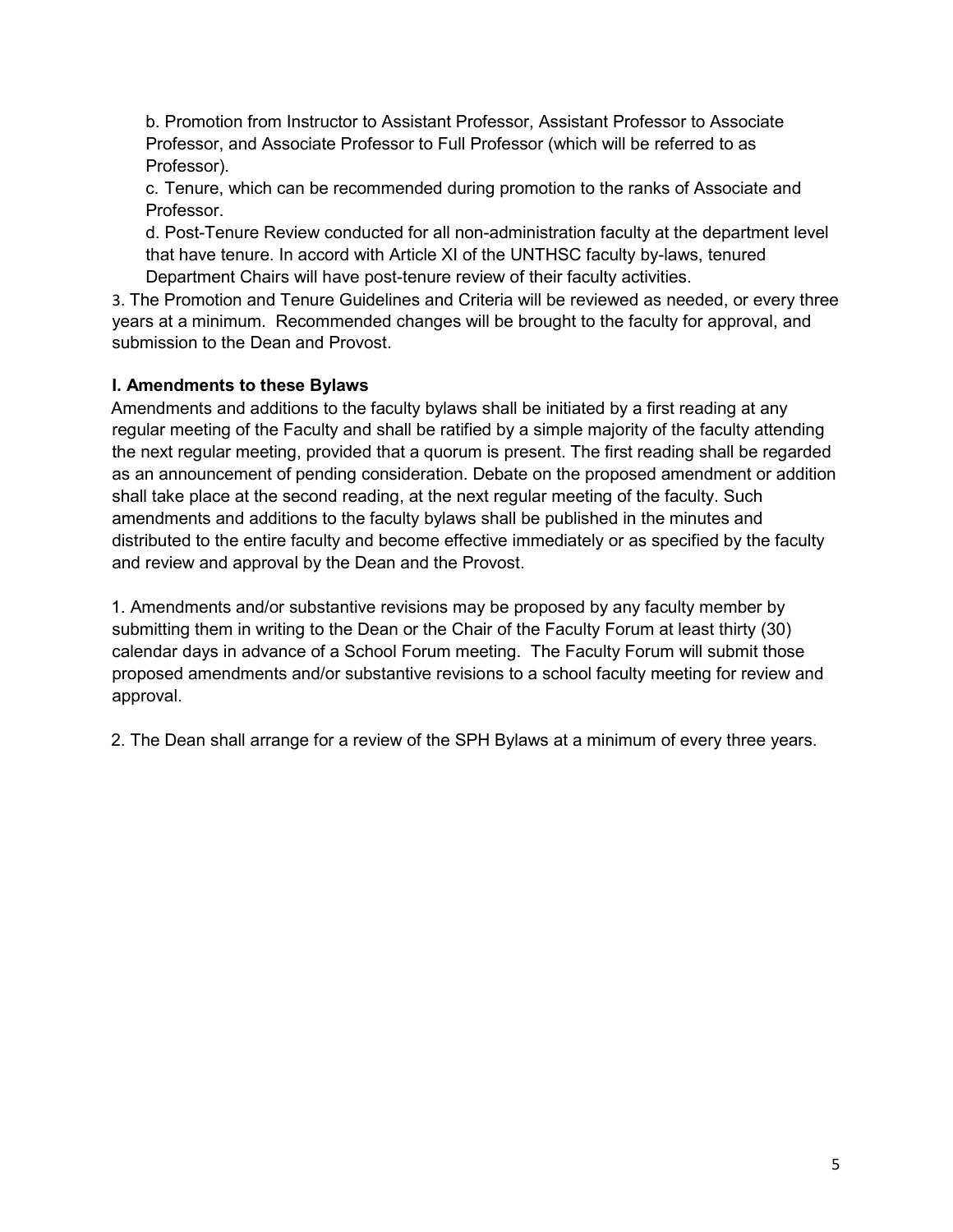b. Promotion from Instructor to Assistant Professor, Assistant Professor to Associate Professor, and Associate Professor to Full Professor (which will be referred to as Professor).

c. Tenure, which can be recommended during promotion to the ranks of Associate and Professor.

d. Post-Tenure Review conducted for all non-administration faculty at the department level that have tenure. In accord with Article XI of the UNTHSC faculty by-laws, tenured Department Chairs will have post-tenure review of their faculty activities.

3. The Promotion and Tenure Guidelines and Criteria will be reviewed as needed, or every three years at a minimum. Recommended changes will be brought to the faculty for approval, and submission to the Dean and Provost.

**I. Amendments to these Bylaws**

Amendments and additions to the faculty bylaws shall be initiated by a first reading at any regular meeting of the Faculty and shall be ratified by a simple majority of the faculty attending the next regular meeting, provided that a quorum is present. The first reading shall be regarded as an announcement of pending consideration. Debate on the proposed amendment or addition shall take place at the second reading, at the next regular meeting of the faculty. Such amendments and additions to the faculty bylaws shall be published in the minutes and distributed to the entire faculty and become effective immediately or as specified by the faculty and review and approval by the Dean and the Provost.

1. Amendments and/or substantive revisions may be proposed by any faculty member by submitting them in writing to the Dean or the Chair of the Faculty Forum at least thirty (30) calendar days in advance of a School Forum meeting. The Faculty Forum will submit those proposed amendments and/or substantive revisions to a school faculty meeting for review and approval.

2. The Dean shall arrange for a review of the SPH Bylaws at a minimum of every three years.